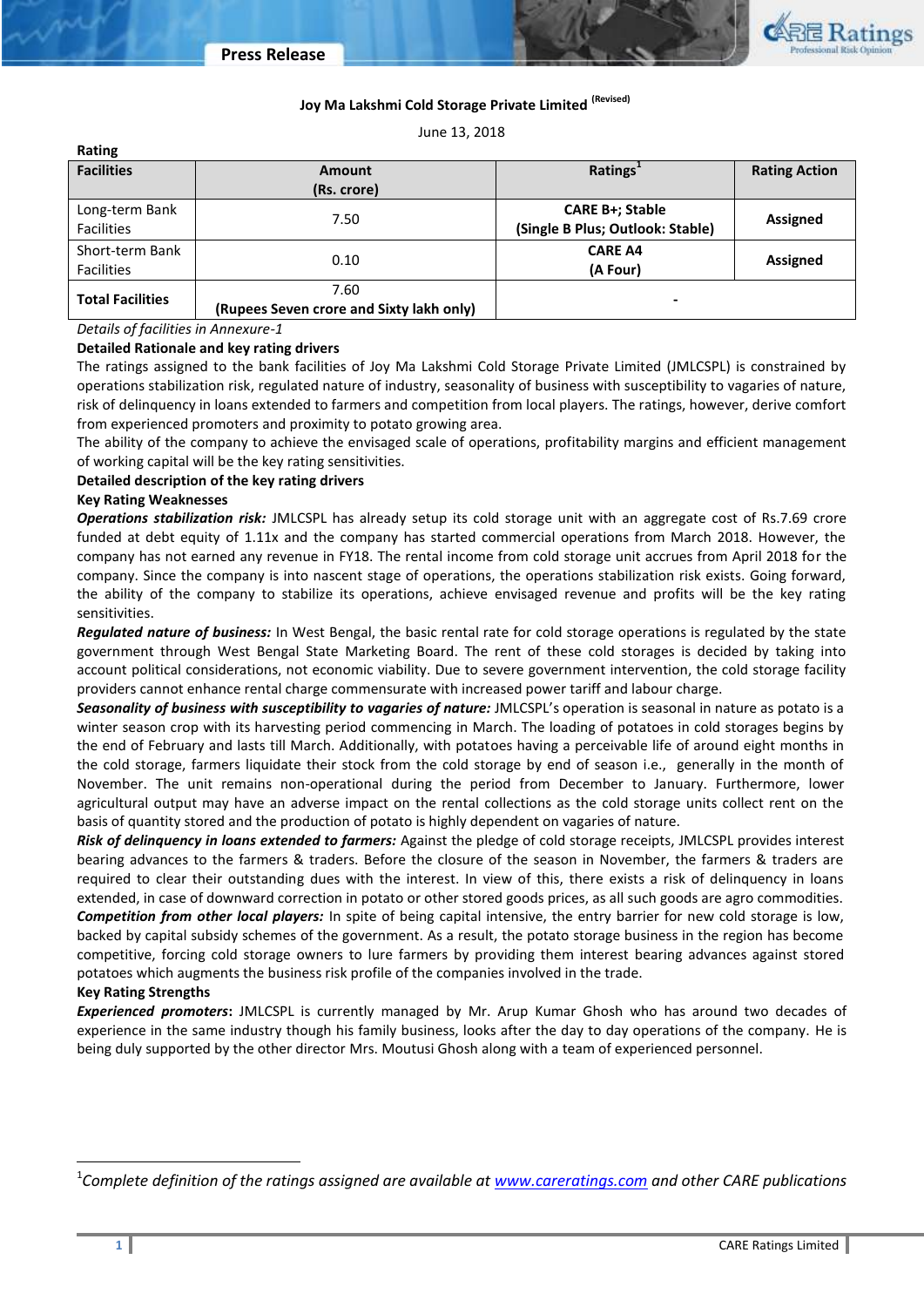# Press Release

## Joy Ma Lakshmi Cold Storage Private Limited (Revised)

June 13, 2018

**Rating**

| Facilities | Amount (Rs. crore) | Ratings[1] | Rating Action |
|---|---|---|---|
| Long-term Bank Facilities | 7.50 | **CARE B+; Stable (Single B Plus; Outlook: Stable)** | **Assigned** |
| Short-term Bank Facilities | 0.10 | **CARE A4 (A Four)** | **Assigned** |
| **Total Facilities** | 7.60 **(Rupees Seven crore and Sixty lakh only)** | - | |

*Details of facilities in Annexure-1*

**Detailed Rationale and key rating drivers**

The ratings assigned to the bank facilities of Joy Ma Lakshmi Cold Storage Private Limited (JMLCSPL) is constrained by operations stabilization risk, regulated nature of industry, seasonality of business with susceptibility to vagaries of nature, risk of delinquency in loans extended to farmers and competition from local players. The ratings, however, derive comfort from experienced promoters and proximity to potato growing area.

The ability of the company to achieve the envisaged scale of operations, profitability margins and efficient management of working capital will be the key rating sensitivities.

**Detailed description of the key rating drivers**

**Key Rating Weaknesses**

***Operations stabilization risk:*** JMLCSPL has already setup its cold storage unit with an aggregate cost of Rs.7.69 crore funded at debt equity of 1.11x and the company has started commercial operations from March 2018. However, the company has not earned any revenue in FY18. The rental income from cold storage unit accrues from April 2018 for the company. Since the company is into nascent stage of operations, the operations stabilization risk exists. Going forward, the ability of the company to stabilize its operations, achieve envisaged revenue and profits will be the key rating sensitivities.

***Regulated nature of business:*** In West Bengal, the basic rental rate for cold storage operations is regulated by the state government through West Bengal State Marketing Board. The rent of these cold storages is decided by taking into account political considerations, not economic viability. Due to severe government intervention, the cold storage facility providers cannot enhance rental charge commensurate with increased power tariff and labour charge.

***Seasonality of business with susceptibility to vagaries of nature:*** JMLCSPL's operation is seasonal in nature as potato is a winter season crop with its harvesting period commencing in March. The loading of potatoes in cold storages begins by the end of February and lasts till March. Additionally, with potatoes having a perceivable life of around eight months in the cold storage, farmers liquidate their stock from the cold storage by end of season i.e., generally in the month of November. The unit remains non-operational during the period from December to January. Furthermore, lower agricultural output may have an adverse impact on the rental collections as the cold storage units collect rent on the basis of quantity stored and the production of potato is highly dependent on vagaries of nature.

***Risk of delinquency in loans extended to farmers:*** Against the pledge of cold storage receipts, JMLCSPL provides interest bearing advances to the farmers & traders. Before the closure of the season in November, the farmers & traders are required to clear their outstanding dues with the interest. In view of this, there exists a risk of delinquency in loans extended, in case of downward correction in potato or other stored goods prices, as all such goods are agro commodities.

***Competition from other local players:*** In spite of being capital intensive, the entry barrier for new cold storage is low, backed by capital subsidy schemes of the government. As a result, the potato storage business in the region has become competitive, forcing cold storage owners to lure farmers by providing them interest bearing advances against stored potatoes which augments the business risk profile of the companies involved in the trade.

**Key Rating Strengths**

***Experienced promoters***: JMLCSPL is currently managed by Mr. Arup Kumar Ghosh who has around two decades of experience in the same industry though his family business, looks after the day to day operations of the company. He is being duly supported by the other director Mrs. Moutusi Ghosh along with a team of experienced personnel.

---

[1]*Complete definition of the ratings assigned are available at www.careratings.com and other CARE publications*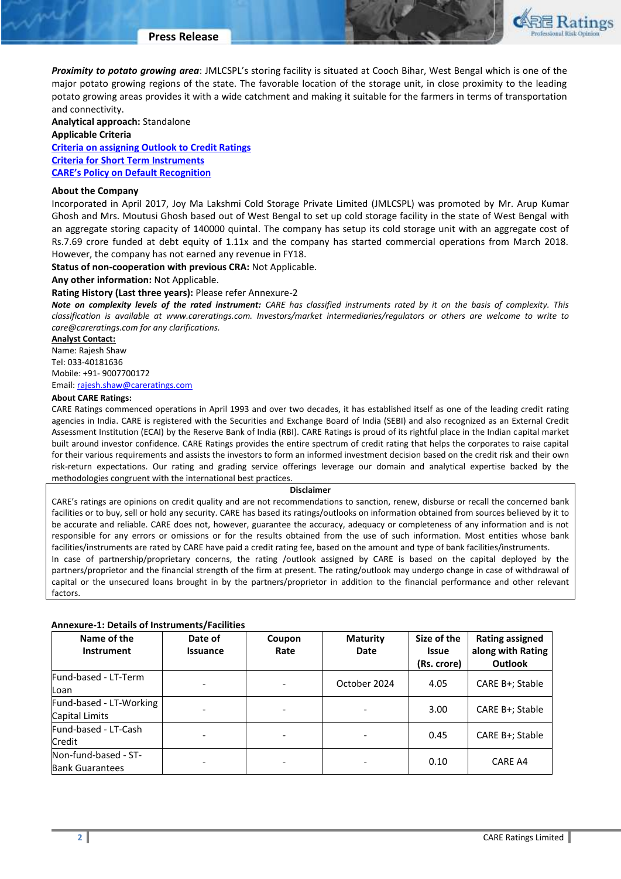***Proximity to potato growing area***: JMLCSPL's storing facility is situated at Cooch Bihar, West Bengal which is one of the major potato growing regions of the state. The favorable location of the storage unit, in close proximity to the leading potato growing areas provides it with a wide catchment and making it suitable for the farmers in terms of transportation and connectivity.

**Analytical approach:** Standalone

**Applicable Criteria**

[Criteria on assigning Outlook to Credit Ratings](#)

[Criteria for Short Term Instruments](#)

[CARE's Policy on Default Recognition](#)

**About the Company**

Incorporated in April 2017, Joy Ma Lakshmi Cold Storage Private Limited (JMLCSPL) was promoted by Mr. Arup Kumar Ghosh and Mrs. Moutusi Ghosh based out of West Bengal to set up cold storage facility in the state of West Bengal with an aggregate storing capacity of 140000 quintal. The company has setup its cold storage unit with an aggregate cost of Rs.7.69 crore funded at debt equity of 1.11x and the company has started commercial operations from March 2018. However, the company has not earned any revenue in FY18.

**Status of non-cooperation with previous CRA:** Not Applicable.

**Any other information:** Not Applicable.

**Rating History (Last three years):** Please refer Annexure-2

***Note on complexity levels of the rated instrument:*** *CARE has classified instruments rated by it on the basis of complexity. This classification is available at www.careratings.com. Investors/market intermediaries/regulators or others are welcome to write to care@careratings.com for any clarifications.*

**Analyst Contact:**

Name: Rajesh Shaw

Tel: 033-40181636

Mobile: +91- 9007700172

Email: [rajesh.shaw@careratings.com](mailto:rajesh.shaw@careratings.com)

**About CARE Ratings:**

CARE Ratings commenced operations in April 1993 and over two decades, it has established itself as one of the leading credit rating agencies in India. CARE is registered with the Securities and Exchange Board of India (SEBI) and also recognized as an External Credit Assessment Institution (ECAI) by the Reserve Bank of India (RBI). CARE Ratings is proud of its rightful place in the Indian capital market built around investor confidence. CARE Ratings provides the entire spectrum of credit rating that helps the corporates to raise capital for their various requirements and assists the investors to form an informed investment decision based on the credit risk and their own risk-return expectations. Our rating and grading service offerings leverage our domain and analytical expertise backed by the methodologies congruent with the international best practices.

**Disclaimer**

CARE's ratings are opinions on credit quality and are not recommendations to sanction, renew, disburse or recall the concerned bank facilities or to buy, sell or hold any security. CARE has based its ratings/outlooks on information obtained from sources believed by it to be accurate and reliable. CARE does not, however, guarantee the accuracy, adequacy or completeness of any information and is not responsible for any errors or omissions or for the results obtained from the use of such information. Most entities whose bank facilities/instruments are rated by CARE have paid a credit rating fee, based on the amount and type of bank facilities/instruments.

In case of partnership/proprietary concerns, the rating /outlook assigned by CARE is based on the capital deployed by the partners/proprietor and the financial strength of the firm at present. The rating/outlook may undergo change in case of withdrawal of capital or the unsecured loans brought in by the partners/proprietor in addition to the financial performance and other relevant factors.

**Annexure-1: Details of Instruments/Facilities**

| Name of the Instrument | Date of Issuance | Coupon Rate | Maturity Date | Size of the Issue (Rs. crore) | Rating assigned along with Rating Outlook |
|---|---|---|---|---|---|
| Fund-based - LT-Term Loan | - | - | October 2024 | 4.05 | CARE B+; Stable |
| Fund-based - LT-Working Capital Limits | - | - | - | 3.00 | CARE B+; Stable |
| Fund-based - LT-Cash Credit | - | - | - | 0.45 | CARE B+; Stable |
| Non-fund-based - ST-Bank Guarantees | - | - | - | 0.10 | CARE A4 |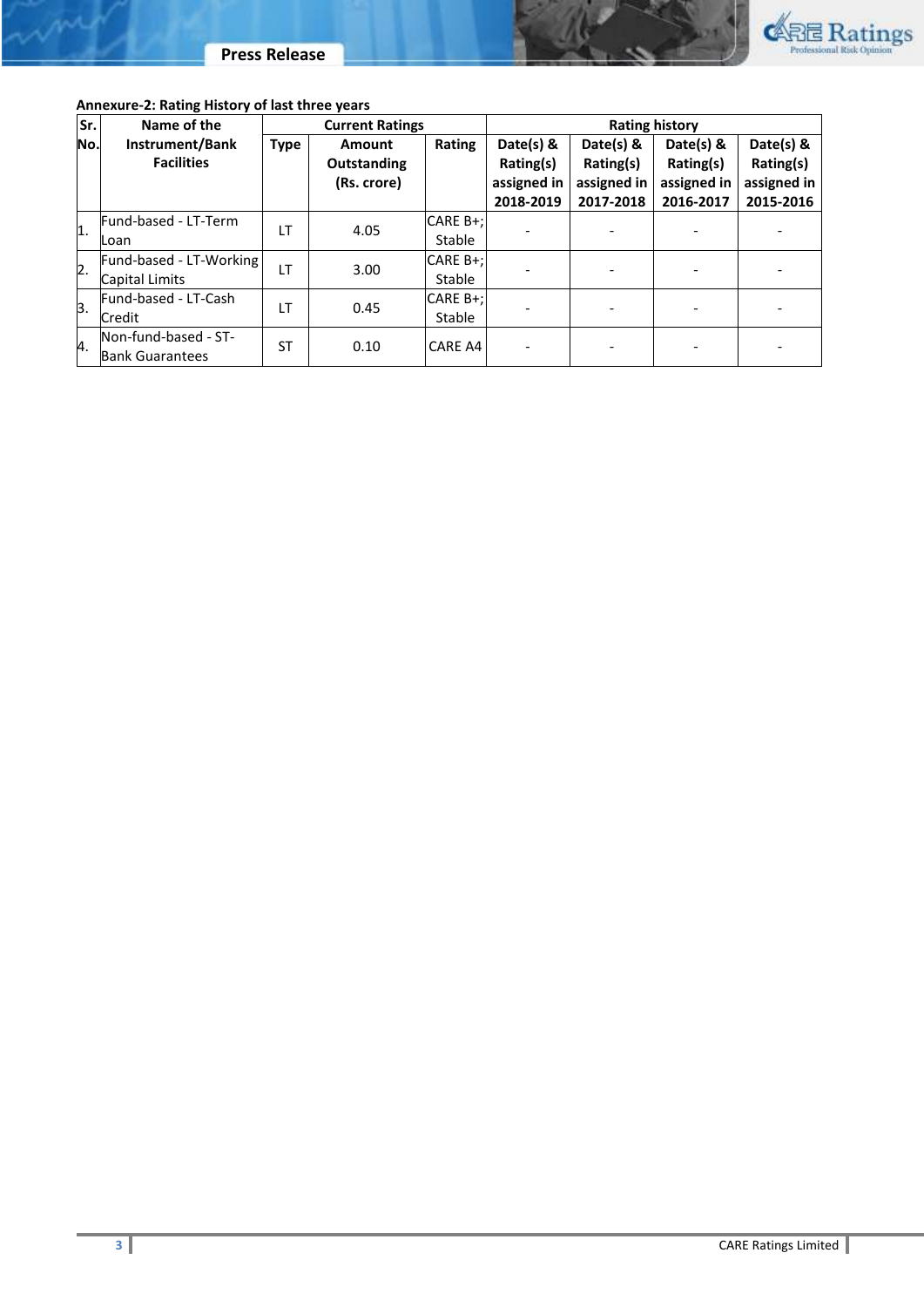**Annexure-2: Rating History of last three years**

| Sr. No. | Name of the Instrument/Bank Facilities | Current Ratings | | | Rating history | | | |
|---|---|---|---|---|---|---|---|---|
| | | Type | Amount Outstanding (Rs. crore) | Rating | Date(s) & Rating(s) assigned in 2018-2019 | Date(s) & Rating(s) assigned in 2017-2018 | Date(s) & Rating(s) assigned in 2016-2017 | Date(s) & Rating(s) assigned in 2015-2016 |
| 1. | Fund-based - LT-Term Loan | LT | 4.05 | CARE B+; Stable | - | - | - | - |
| 2. | Fund-based - LT-Working Capital Limits | LT | 3.00 | CARE B+; Stable | - | - | - | - |
| 3. | Fund-based - LT-Cash Credit | LT | 0.45 | CARE B+; Stable | - | - | - | - |
| 4. | Non-fund-based - ST-Bank Guarantees | ST | 0.10 | CARE A4 | - | - | - | - |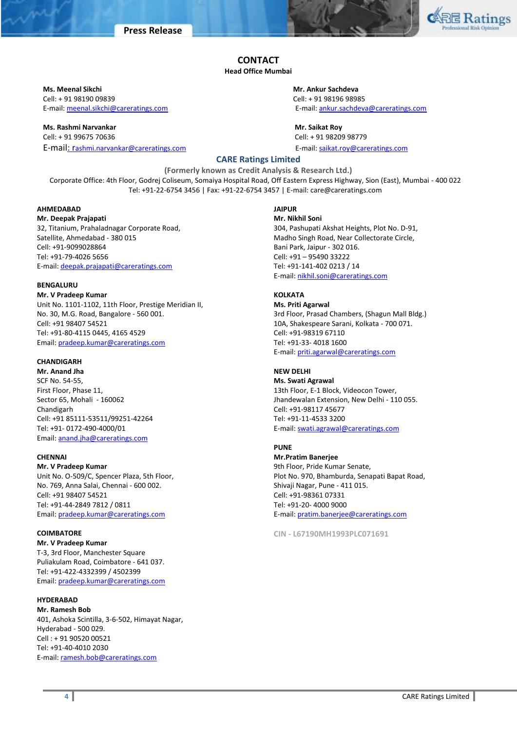## CONTACT

**Head Office Mumbai**

**Ms. Meenal Sikchi**
Cell: + 91 98190 09839
E-mail: meenal.sikchi@careratings.com

**Ms. Rashmi Narvankar**
Cell: + 91 99675 70636
E-mail: rashmi.narvankar@careratings.com

**Mr. Ankur Sachdeva**
Cell: + 91 98196 98985
E-mail: ankur.sachdeva@careratings.com

**Mr. Saikat Roy**
Cell: + 91 98209 98779
E-mail: saikat.roy@careratings.com

## CARE Ratings Limited

**(Formerly known as Credit Analysis & Research Ltd.)**

Corporate Office: 4th Floor, Godrej Coliseum, Somaiya Hospital Road, Off Eastern Express Highway, Sion (East), Mumbai - 400 022
Tel: +91-22-6754 3456 | Fax: +91-22-6754 3457 | E-mail: care@careratings.com

**AHMEDABAD**
**Mr. Deepak Prajapati**
32, Titanium, Prahaladnagar Corporate Road,
Satellite, Ahmedabad - 380 015
Cell: +91-9099028864
Tel: +91-79-4026 5656
E-mail: deepak.prajapati@careratings.com

**BENGALURU**
**Mr. V Pradeep Kumar**
Unit No. 1101-1102, 11th Floor, Prestige Meridian II,
No. 30, M.G. Road, Bangalore - 560 001.
Cell: +91 98407 54521
Tel: +91-80-4115 0445, 4165 4529
Email: pradeep.kumar@careratings.com

**CHANDIGARH**
**Mr. Anand Jha**
SCF No. 54-55,
First Floor, Phase 11,
Sector 65, Mohali - 160062
Chandigarh
Cell: +91 85111-53511/99251-42264
Tel: +91- 0172-490-4000/01
Email: anand.jha@careratings.com

**CHENNAI**
**Mr. V Pradeep Kumar**
Unit No. O-509/C, Spencer Plaza, 5th Floor,
No. 769, Anna Salai, Chennai - 600 002.
Cell: +91 98407 54521
Tel: +91-44-2849 7812 / 0811
Email: pradeep.kumar@careratings.com

**COIMBATORE**
**Mr. V Pradeep Kumar**
T-3, 3rd Floor, Manchester Square
Puliakulam Road, Coimbatore - 641 037.
Tel: +91-422-4332399 / 4502399
Email: pradeep.kumar@careratings.com

**HYDERABAD**
**Mr. Ramesh Bob**
401, Ashoka Scintilla, 3-6-502, Himayat Nagar,
Hyderabad - 500 029.
Cell : + 91 90520 00521
Tel: +91-40-4010 2030
E-mail: ramesh.bob@careratings.com

**JAIPUR**
**Mr. Nikhil Soni**
304, Pashupati Akshat Heights, Plot No. D-91,
Madho Singh Road, Near Collectorate Circle,
Bani Park, Jaipur - 302 016.
Cell: +91 – 95490 33222
Tel: +91-141-402 0213 / 14
E-mail: nikhil.soni@careratings.com

**KOLKATA**
**Ms. Priti Agarwal**
3rd Floor, Prasad Chambers, (Shagun Mall Bldg.)
10A, Shakespeare Sarani, Kolkata - 700 071.
Cell: +91-98319 67110
Tel: +91-33- 4018 1600
E-mail: priti.agarwal@careratings.com

**NEW DELHI**
**Ms. Swati Agrawal**
13th Floor, E-1 Block, Videocon Tower,
Jhandewalan Extension, New Delhi - 110 055.
Cell: +91-98117 45677
Tel: +91-11-4533 3200
E-mail: swati.agrawal@careratings.com

**PUNE**
**Mr.Pratim Banerjee**
9th Floor, Pride Kumar Senate,
Plot No. 970, Bhamburda, Senapati Bapat Road,
Shivaji Nagar, Pune - 411 015.
Cell: +91-98361 07331
Tel: +91-20- 4000 9000
E-mail: pratim.banerjee@careratings.com

CIN - L67190MH1993PLC071691